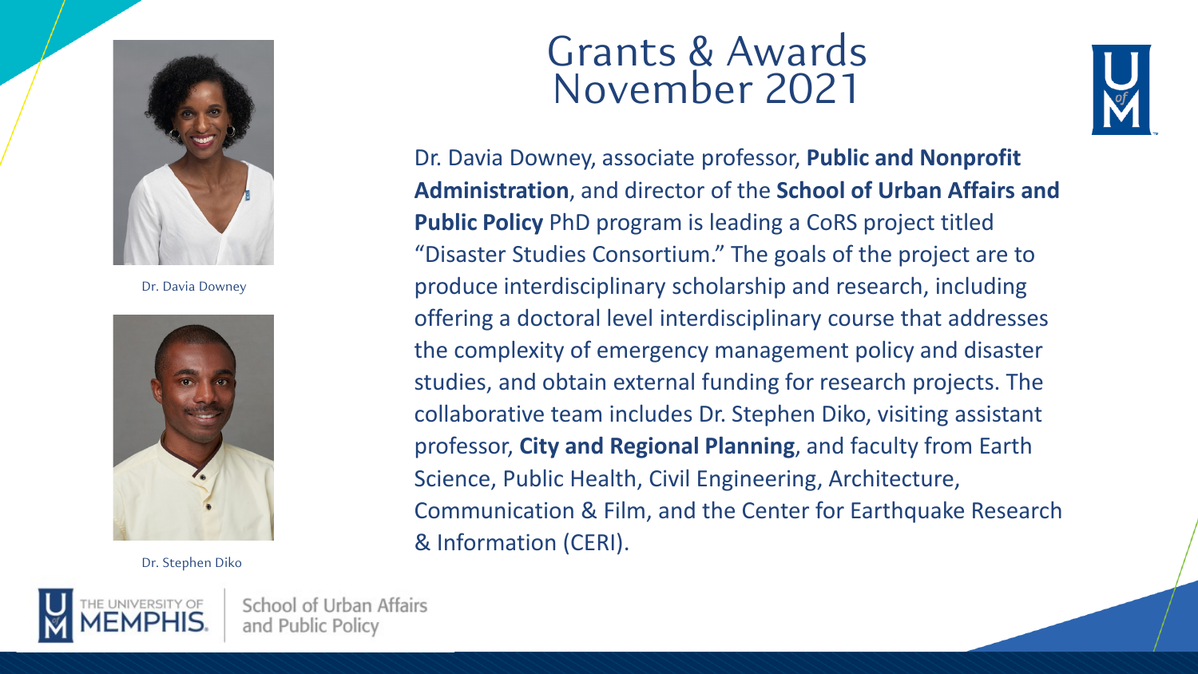# Grants & Awards November 2021

Dr. Davia Downey

Dr. Stephen Diko

Dr. Davia Downey, associate professor, **Public and Nonprofit Administration**, and director of the **School of Urban Affairs and Public Policy** PhD program is leading a CoRS project titled "Disaster Studies Consortium." The goals of the project are to produce interdisciplinary scholarship and research, including offering a doctoral level interdisciplinary course that addresses the complexity of emergency management policy and disaster studies, and obtain external funding for research projects. The collaborative team includes Dr. Stephen Diko, visiting assistant professor, **City and Regional Planning**, and faculty from Earth Science, Public Health, Civil Engineering, Architecture, Communication & Film, and the Center for Earthquake Research & Information (CERI).

THE UNIVERSITY OF MEMPHIS. | School of Urban Affairs and Public Policy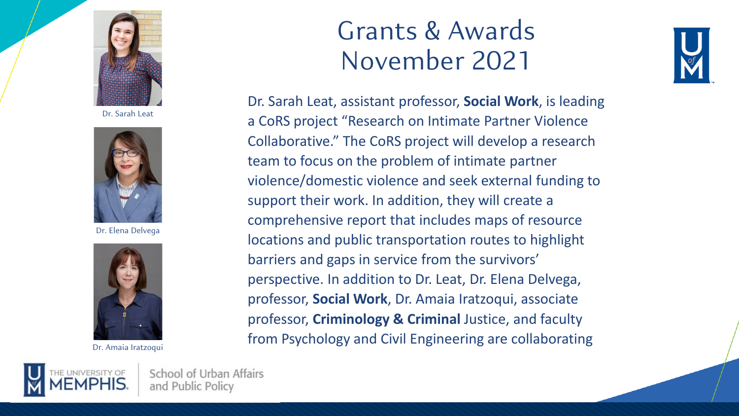# Grants & Awards November 2021

Dr. Sarah Leat

Dr. Elena Delvega

Dr. Amaia Iratzoqui

Dr. Sarah Leat, assistant professor, **Social Work**, is leading a CoRS project "Research on Intimate Partner Violence Collaborative." The CoRS project will develop a research team to focus on the problem of intimate partner violence/domestic violence and seek external funding to support their work. In addition, they will create a comprehensive report that includes maps of resource locations and public transportation routes to highlight barriers and gaps in service from the survivors' perspective. In addition to Dr. Leat, Dr. Elena Delvega, professor, **Social Work**, Dr. Amaia Iratzoqui, associate professor, **Criminology & Criminal** Justice, and faculty from Psychology and Civil Engineering are collaborating

The University of Memphis | School of Urban Affairs and Public Policy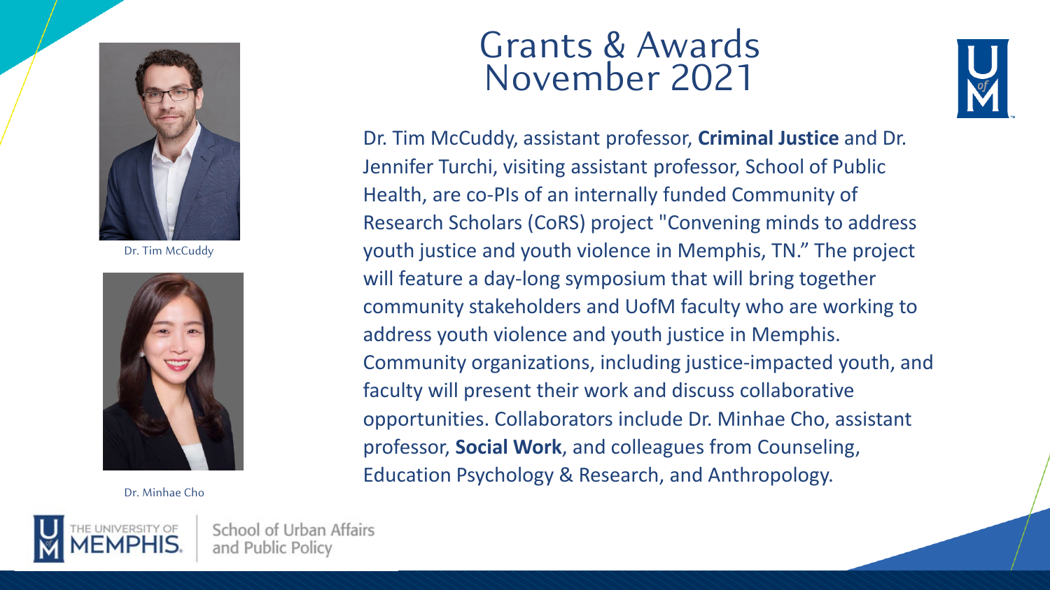# Grants & Awards November 2021

Dr. Tim McCuddy

Dr. Minhae Cho

Dr. Tim McCuddy, assistant professor, **Criminal Justice** and Dr. Jennifer Turchi, visiting assistant professor, School of Public Health, are co-PIs of an internally funded Community of Research Scholars (CoRS) project "Convening minds to address youth justice and youth violence in Memphis, TN." The project will feature a day-long symposium that will bring together community stakeholders and UofM faculty who are working to address youth violence and youth justice in Memphis. Community organizations, including justice-impacted youth, and faculty will present their work and discuss collaborative opportunities. Collaborators include Dr. Minhae Cho, assistant professor, **Social Work**, and colleagues from Counseling, Education Psychology & Research, and Anthropology.

The University of Memphis | School of Urban Affairs and Public Policy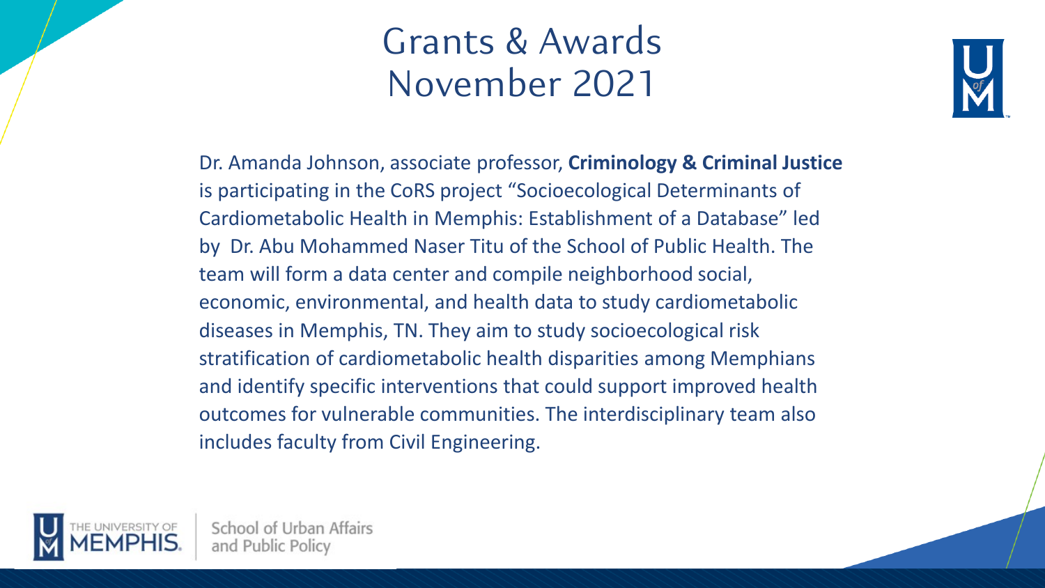# Grants & Awards
# November 2021

Dr. Amanda Johnson, associate professor, **Criminology & Criminal Justice** is participating in the CoRS project "Socioecological Determinants of Cardiometabolic Health in Memphis: Establishment of a Database" led by Dr. Abu Mohammed Naser Titu of the School of Public Health. The team will form a data center and compile neighborhood social, economic, environmental, and health data to study cardiometabolic diseases in Memphis, TN. They aim to study socioecological risk stratification of cardiometabolic health disparities among Memphians and identify specific interventions that could support improved health outcomes for vulnerable communities. The interdisciplinary team also includes faculty from Civil Engineering.